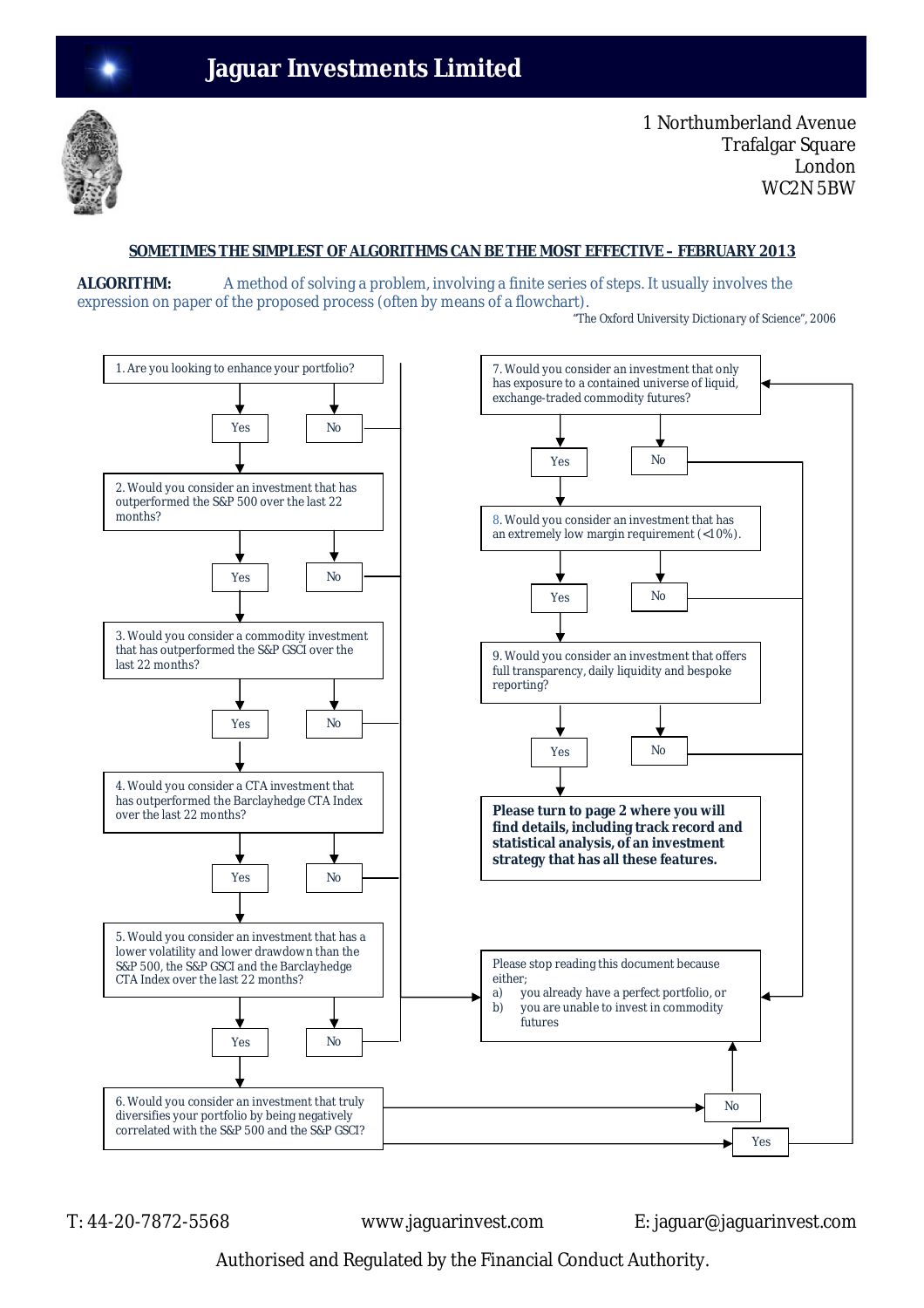# Jaguar Investments Limited

1 Northumberland Avenue
Trafalgar Square
London
WC2N 5BW

## SOMETIMES THE SIMPLEST OF ALGORITHMS CAN BE THE MOST EFFECTIVE – FEBRUARY 2013

**ALGORITHM:** A method of solving a problem, involving a finite series of steps. It usually involves the expression on paper of the proposed process (often by means of a flowchart).

"The Oxford University Dictionary of Science", 2006

1. Are you looking to enhance your portfolio?
   - Yes → 2
   - No → Please stop reading

2. Would you consider an investment that has outperformed the S&P 500 over the last 22 months?
   - Yes → 3
   - No → Please stop reading

3. Would you consider a commodity investment that has outperformed the S&P GSCI over the last 22 months?
   - Yes → 4
   - No → Please stop reading

4. Would you consider a CTA investment that has outperformed the Barclayhedge CTA Index over the last 22 months?
   - Yes → 5
   - No → Please stop reading

5. Would you consider an investment that has a lower volatility and lower drawdown than the S&P 500, the S&P GSCI and the Barclayhedge CTA Index over the last 22 months?
   - Yes → 6
   - No → Please stop reading

6. Would you consider an investment that truly diversifies your portfolio by being negatively correlated with the S&P 500 and the S&P GSCI?
   - Yes → 7
   - No → Please stop reading

7. Would you consider an investment that only has exposure to a contained universe of liquid, exchange-traded commodity futures?
   - Yes → 8
   - No → Please stop reading

8. Would you consider an investment that has an extremely low margin requirement (<10%).
   - Yes → 9
   - No → Please stop reading

9. Would you consider an investment that offers full transparency, daily liquidity and bespoke reporting?
   - Yes → **Please turn to page 2 where you will find details, including track record and statistical analysis, of an investment strategy that has all these features.**
   - No → Please stop reading

Please stop reading this document because either;

a) you already have a perfect portfolio, or
b) you are unable to invest in commodity futures

T: 44-20-7872-5568 www.jaguarinvest.com E: jaguar@jaguarinvest.com

Authorised and Regulated by the Financial Conduct Authority.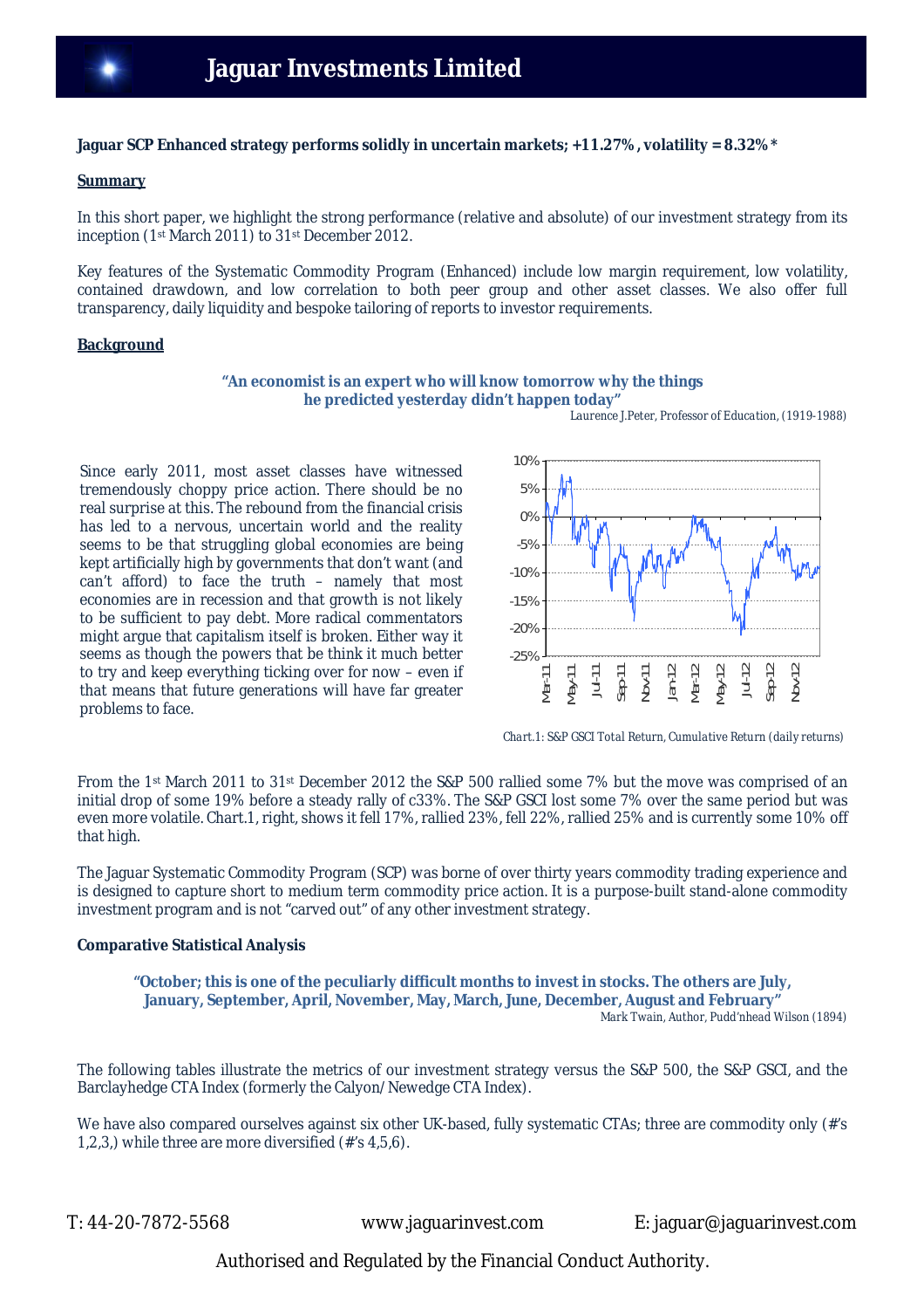# Jaguar Investments Limited

**Jaguar SCP Enhanced strategy performs solidly in uncertain markets; +11.27%, volatility = 8.32%\***

**Summary**

In this short paper, we highlight the strong performance (relative and absolute) of our investment strategy from its inception (1st March 2011) to 31st December 2012.

Key features of the Systematic Commodity Program (Enhanced) include low margin requirement, low volatility, contained drawdown, and low correlation to both peer group and other asset classes. We also offer full transparency, daily liquidity and bespoke tailoring of reports to investor requirements.

**Background**

> **"An economist is an expert who will know tomorrow why the things he predicted yesterday didn't happen today"**
>
> *Laurence J.Peter, Professor of Education, (1919-1988)*

Since early 2011, most asset classes have witnessed tremendously choppy price action. There should be no real surprise at this. The rebound from the financial crisis has led to a nervous, uncertain world and the reality seems to be that struggling global economies are being kept artificially high by governments that don't want (and can't afford) to face the truth – namely that most economies are in recession and that growth is not likely to be sufficient to pay debt. More radical commentators might argue that capitalism itself is broken. Either way it seems as though the powers that be think it much better to try and keep everything ticking over for now – even if that means that future generations will have far greater problems to face.

*Chart.1: S&P GSCI Total Return, Cumulative Return (daily returns)*

From the 1st March 2011 to 31st December 2012 the S&P 500 rallied some 7% but the move was comprised of an initial drop of some 19% before a steady rally of c33%. The S&P GSCI lost some 7% over the same period but was even more volatile. Chart.1, right, shows it fell 17%, rallied 23%, fell 22%, rallied 25% and is currently some 10% off that high.

The Jaguar Systematic Commodity Program (SCP) was borne of over thirty years commodity trading experience and is designed to capture short to medium term commodity price action. It is a purpose-built stand-alone commodity investment program and is not "carved out" of any other investment strategy.

**Comparative Statistical Analysis**

> **"October; this is one of the peculiarly difficult months to invest in stocks. The others are July, January, September, April, November, May, March, June, December, August and February"**
>
> *Mark Twain, Author, Pudd'nhead Wilson (1894)*

The following tables illustrate the metrics of our investment strategy versus the S&P 500, the S&P GSCI, and the Barclayhedge CTA Index (formerly the Calyon/Newedge CTA Index).

We have also compared ourselves against six other UK-based, fully systematic CTAs; three are commodity only (#'s 1,2,3,) while three are more diversified (#'s 4,5,6).

T: 44-20-7872-5568 www.jaguarinvest.com E: jaguar@jaguarinvest.com

Authorised and Regulated by the Financial Conduct Authority.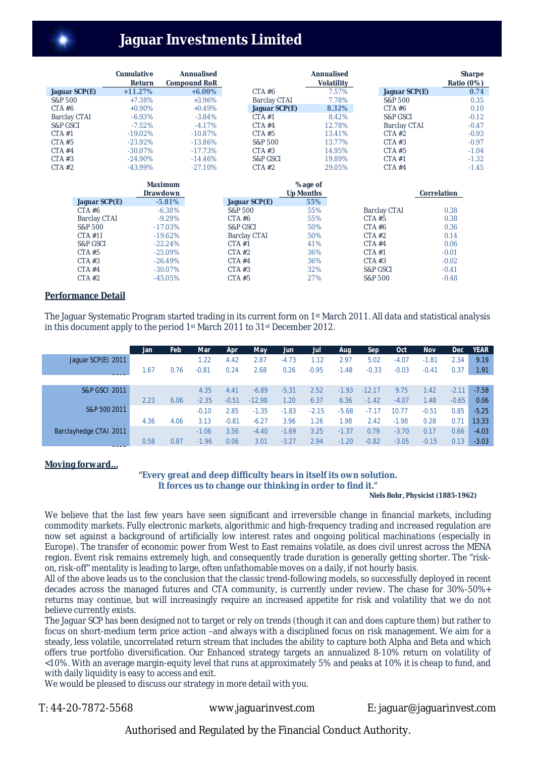# Jaguar Investments Limited

| | Cumulative Return | Annualised Compound RoR |
|---|---|---|
| **Jaguar SCP(E)** | **+11.27%** | **+6.00%** |
| S&P 500 | +7.38% | +3.96% |
| CTA #6 | +0.90% | +0.49% |
| Barclay CTAI | -6.93% | -3.84% |
| S&P GSCI | -7.52% | -4.17% |
| CTA #1 | -19.02% | -10.87% |
| CTA #5 | -23.92% | -13.86% |
| CTA #4 | -30.07% | -17.73% |
| CTA #3 | -24.90% | -14.46% |
| CTA #2 | -43.99% | -27.10% |

| | Annualised Volatility |
|---|---|
| CTA #6 | 7.57% |
| Barclay CTAI | 7.78% |
| **Jaguar SCP(E)** | **8.32%** |
| CTA #1 | 8.42% |
| CTA #4 | 12.78% |
| CTA #5 | 13.41% |
| S&P 500 | 13.77% |
| CTA #3 | 14.95% |
| S&P GSCI | 19.89% |
| CTA #2 | 29.05% |

| | Sharpe Ratio (0%) |
|---|---|
| **Jaguar SCP(E)** | **0.74** |
| S&P 500 | 0.35 |
| CTA #6 | 0.10 |
| S&P GSCI | -0.12 |
| Barclay CTAI | -0.47 |
| CTA #2 | -0.93 |
| CTA #3 | -0.97 |
| CTA #5 | -1.04 |
| CTA #1 | -1.32 |
| CTA #4 | -1.45 |

| | Maximum Drawdown |
|---|---|
| **Jaguar SCP(E)** | **-5.81%** |
| CTA #6 | -6.38% |
| Barclay CTAI | -9.29% |
| S&P 500 | -17.03% |
| CTA #1I | -19.62% |
| S&P GSCI | -22.24% |
| CTA #5 | -25.09% |
| CTA #3 | -26.49% |
| CTA #4 | -30.07% |
| CTA #2 | -45.05% |

| | % age of Up Months |
|---|---|
| **Jaguar SCP(E)** | **55%** |
| S&P 500 | 55% |
| CTA #6 | 55% |
| S&P GSCI | 50% |
| Barclay CTAI | 50% |
| CTA #1 | 41% |
| CTA #2 | 36% |
| CTA #4 | 36% |
| CTA #3 | 32% |
| CTA #5 | 27% |

| | Correlation |
|---|---|
| Barclay CTAI | 0.38 |
| CTA #5 | 0.38 |
| CTA #6 | 0.36 |
| CTA #2 | 0.14 |
| CTA #4 | 0.06 |
| CTA #1 | -0.01 |
| CTA #3 | -0.02 |
| S&P GSCI | -0.41 |
| S&P 500 | -0.48 |

## Performance Detail

The Jaguar Systematic Program started trading in its current form on 1st March 2011. All data and statistical analysis in this document apply to the period 1st March 2011 to 31st December 2012.

| | Jan | Feb | Mar | Apr | May | Jun | Jul | Aug | Sep | Oct | Nov | Dec | YEAR |
|---|---|---|---|---|---|---|---|---|---|---|---|---|---|
| Jaguar SCP(E) 2011 | | | 1.22 | 4.42 | 2.87 | -4.73 | 1.12 | 2.97 | 5.02 | -4.07 | -1.81 | 2.34 | 9.19 |
| 2012 | 1.67 | 0.76 | -0.81 | 0.24 | 2.68 | 0.26 | -0.95 | -1.48 | -0.33 | -0.03 | -0.41 | 0.37 | 1.91 |
| S&P GSCI 2011 | | | 4.35 | 4.41 | -6.89 | -5.31 | 2.52 | -1.93 | -12.17 | 9.75 | 1.42 | -2.11 | -7.58 |
| 2012 | 2.23 | 6.06 | -2.35 | -0.51 | -12.98 | 1.20 | 6.37 | 6.36 | -1.42 | -4.07 | 1.48 | -0.65 | 0.06 |
| S&P 500 2011 | | | -0.10 | 2.85 | -1.35 | -1.83 | -2.15 | -5.68 | -7.17 | 10.77 | -0.51 | 0.85 | -5.25 |
| 2012 | 4.36 | 4.06 | 3.13 | -0.81 | -6.27 | 3.96 | 1.26 | 1.98 | 2.42 | -1.98 | 0.28 | 0.71 | 13.33 |
| Barclayhedge CTAI 2011 | | | -1.06 | 3.56 | -4.40 | -1.69 | 3.25 | -1.37 | 0.79 | -3.70 | 0.17 | 0.66 | -4.03 |
| 2012 | 0.58 | 0.87 | -1.96 | 0.06 | 3.01 | -3.27 | 2.94 | -1.20 | -0.82 | -3.05 | -0.15 | 0.13 | -3.03 |

## Moving forward...

> **"Every great and deep difficulty bears in itself its own solution. It forces us to change our thinking in order to find it."**
>
> **Niels Bohr, Physicist (1885-1962)**

We believe that the last few years have seen significant and irreversible change in financial markets, including commodity markets. Fully electronic markets, algorithmic and high-frequency trading and increased regulation are now set against a background of artificially low interest rates and ongoing political machinations (especially in Europe). The transfer of economic power from West to East remains volatile, as does civil unrest across the MENA region. Event risk remains extremely high, and consequently trade duration is generally getting shorter. The "risk-on, risk-off" mentality is leading to large, often unfathomable moves on a daily, if not hourly basis.

All of the above leads us to the conclusion that the classic trend-following models, so successfully deployed in recent decades across the managed futures and CTA community, is currently under review. The chase for 30%-50%+ returns may continue, but will increasingly require an increased appetite for risk and volatility that we do not believe currently exists.

The Jaguar SCP has been designed not to target or rely on trends (though it can and does capture them) but rather to focus on short-medium term price action –and always with a disciplined focus on risk management. We aim for a steady, less volatile, uncorrelated return stream that includes the ability to capture both Alpha and Beta and which offers true portfolio diversification. Our Enhanced strategy targets an annualized 8-10% return on volatility of <10%. With an average margin-equity level that runs at approximately 5% and peaks at 10% it is cheap to fund, and with daily liquidity is easy to access and exit.

We would be pleased to discuss our strategy in more detail with you.

T: 44-20-7872-5568 www.jaguarinvest.com E: jaguar@jaguarinvest.com

Authorised and Regulated by the Financial Conduct Authority.